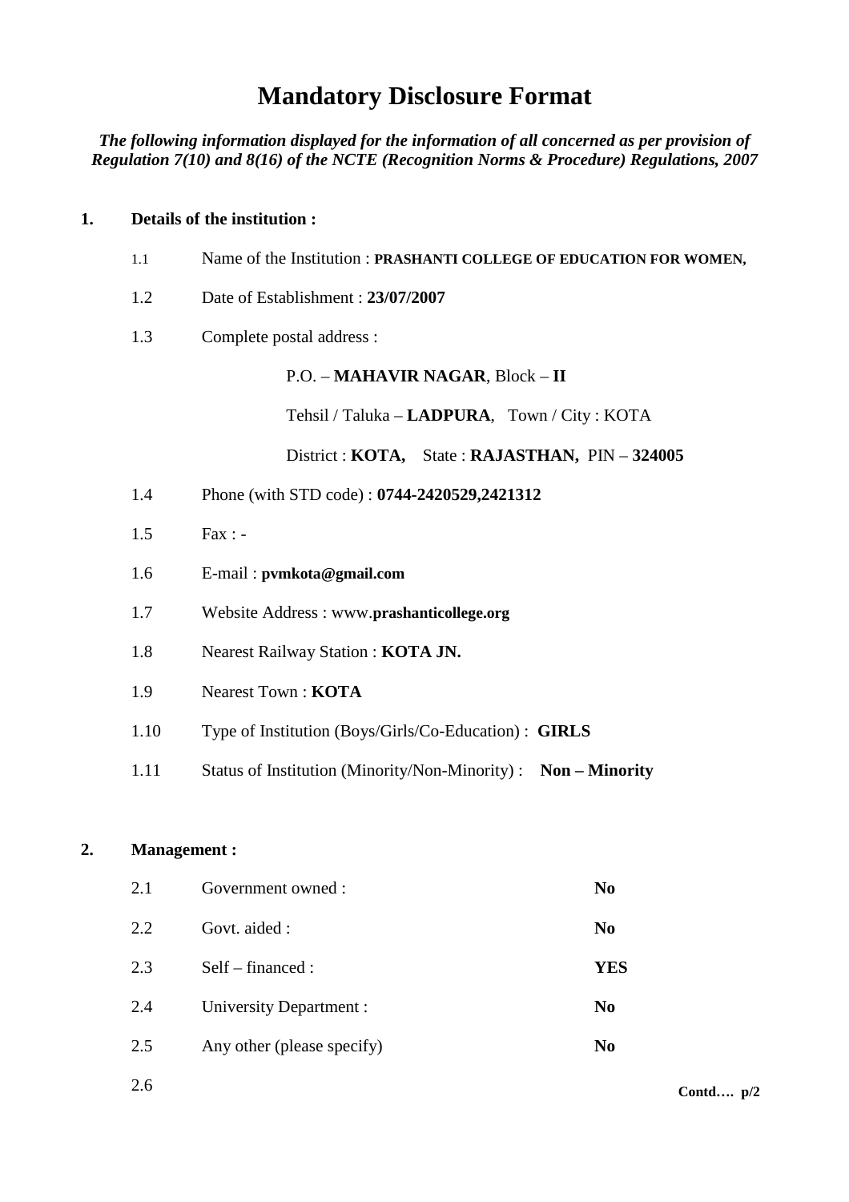# Mandatory Disclosure Format

***The following information displayed for the information of all concerned as per provision of Regulation 7(10) and 8(16) of the NCTE (Recognition Norms & Procedure) Regulations, 2007***

**1. Details of the institution :**

1.1 Name of the Institution : **PRASHANTI COLLEGE OF EDUCATION FOR WOMEN,**

1.2 Date of Establishment : **23/07/2007**

1.3 Complete postal address :

P.O. – **MAHAVIR NAGAR**, Block – **II**

Tehsil / Taluka – **LADPURA**, Town / City : KOTA

District : **KOTA,** State : **RAJASTHAN,** PIN – **324005**

1.4 Phone (with STD code) : **0744-2420529,2421312**

1.5 Fax : -

1.6 E-mail : **pvmkota@gmail.com**

1.7 Website Address : www.**prashanticollege.org**

1.8 Nearest Railway Station : **KOTA JN.**

1.9 Nearest Town : **KOTA**

1.10 Type of Institution (Boys/Girls/Co-Education) : **GIRLS**

1.11 Status of Institution (Minority/Non-Minority) : **Non – Minority**

**2. Management :**

| | | |
|---|---|---|
| 2.1 | Government owned : | **No** |
| 2.2 | Govt. aided : | **No** |
| 2.3 | Self – financed : | **YES** |
| 2.4 | University Department : | **No** |
| 2.5 | Any other (please specify) | **No** |
| 2.6 | | |

**Contd…. p/2**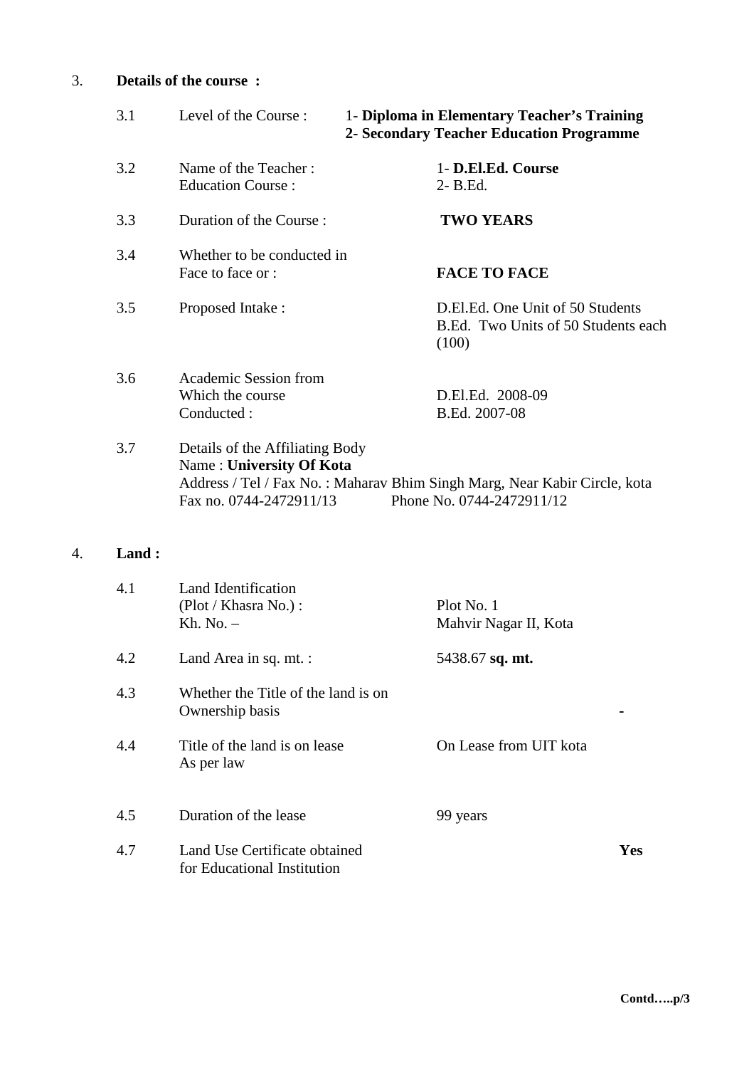3. **Details of the course :**

| | | |
|---|---|---|
| 3.1 | Level of the Course : | 1- **Diploma in Elementary Teacher's Training**<br>**2- Secondary Teacher Education Programme** |
| 3.2 | Name of the Teacher :<br>Education Course : | 1- **D.El.Ed. Course**<br>2- B.Ed. |
| 3.3 | Duration of the Course : | **TWO YEARS** |
| 3.4 | Whether to be conducted in<br>Face to face or : | **FACE TO FACE** |
| 3.5 | Proposed Intake : | D.El.Ed. One Unit of 50 Students<br>B.Ed. Two Units of 50 Students each (100) |
| 3.6 | Academic Session from<br>Which the course<br>Conducted : | D.El.Ed. 2008-09<br>B.Ed. 2007-08 |

3.7 Details of the Affiliating Body
Name : **University Of Kota**
Address / Tel / Fax No. : Maharav Bhim Singh Marg, Near Kabir Circle, kota
Fax no. 0744-2472911/13 Phone No. 0744-2472911/12

4. **Land :**

| | | |
|---|---|---|
| 4.1 | Land Identification<br>(Plot / Khasra No.) :<br>Kh. No. – | Plot No. 1<br>Mahvir Nagar II, Kota |
| 4.2 | Land Area in sq. mt. : | 5438.67 **sq. mt.** |
| 4.3 | Whether the Title of the land is on<br>Ownership basis | - |
| 4.4 | Title of the land is on lease<br>As per law | On Lease from UIT kota |
| 4.5 | Duration of the lease | 99 years |
| 4.7 | Land Use Certificate obtained<br>for Educational Institution | **Yes** |

**Contd…..p/3**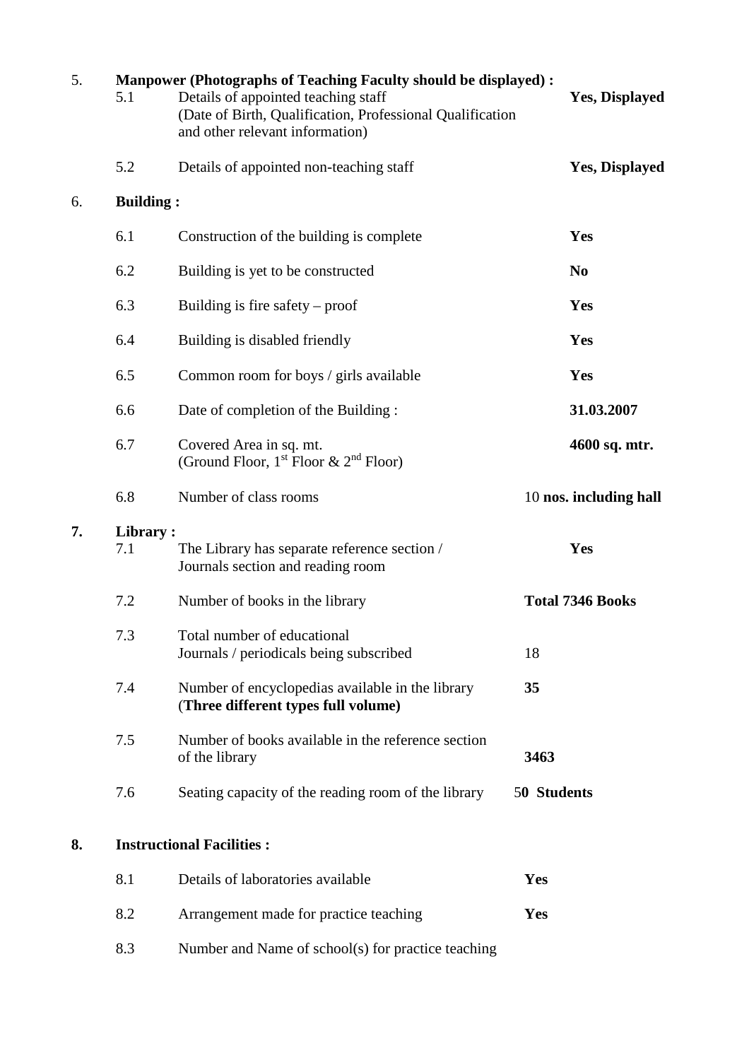5. **Manpower (Photographs of Teaching Faculty should be displayed) :**

| | | |
|---|---|---|
| 5.1 | Details of appointed teaching staff (Date of Birth, Qualification, Professional Qualification and other relevant information) | **Yes, Displayed** |
| 5.2 | Details of appointed non-teaching staff | **Yes, Displayed** |

6. **Building :**

| | | |
|---|---|---|
| 6.1 | Construction of the building is complete | **Yes** |
| 6.2 | Building is yet to be constructed | **No** |
| 6.3 | Building is fire safety – proof | **Yes** |
| 6.4 | Building is disabled friendly | **Yes** |
| 6.5 | Common room for boys / girls available | **Yes** |
| 6.6 | Date of completion of the Building : | **31.03.2007** |
| 6.7 | Covered Area in sq. mt. (Ground Floor, 1st Floor & 2nd Floor) | **4600 sq. mtr.** |
| 6.8 | Number of class rooms | 10 **nos. including hall** |

**7. Library :**

| | | |
|---|---|---|
| 7.1 | The Library has separate reference section / Journals section and reading room | **Yes** |
| 7.2 | Number of books in the library | **Total 7346 Books** |
| 7.3 | Total number of educational Journals / periodicals being subscribed | 18 |
| 7.4 | Number of encyclopedias available in the library (**Three different types full volume)** | **35** |
| 7.5 | Number of books available in the reference section of the library | **3463** |
| 7.6 | Seating capacity of the reading room of the library | 5**0 Students** |

**8. Instructional Facilities :**

| | | |
|---|---|---|
| 8.1 | Details of laboratories available | **Yes** |
| 8.2 | Arrangement made for practice teaching | **Yes** |
| 8.3 | Number and Name of school(s) for practice teaching | |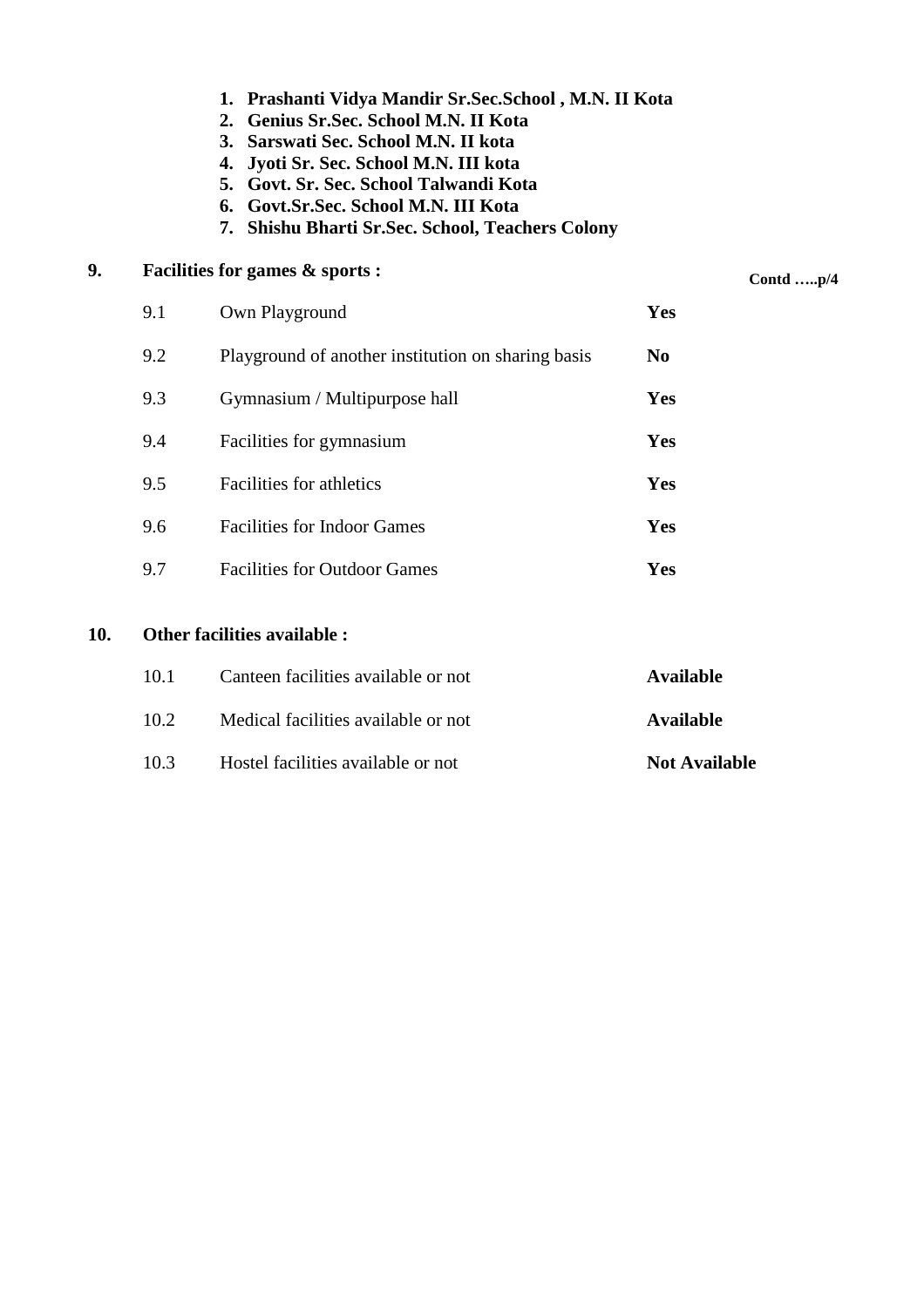1. **Prashanti Vidya Mandir Sr.Sec.School , M.N. II Kota**
2. **Genius Sr.Sec. School M.N. II Kota**
3. **Sarswati Sec. School M.N. II kota**
4. **Jyoti Sr. Sec. School M.N. III kota**
5. **Govt. Sr. Sec. School Talwandi Kota**
6. **Govt.Sr.Sec. School M.N. III Kota**
7. **Shishu Bharti Sr.Sec. School, Teachers Colony**

**Contd …..p/4**

**9. Facilities for games & sports :**

| | | |
|---|---|---|
| 9.1 | Own Playground | **Yes** |
| 9.2 | Playground of another institution on sharing basis | **No** |
| 9.3 | Gymnasium / Multipurpose hall | **Yes** |
| 9.4 | Facilities for gymnasium | **Yes** |
| 9.5 | Facilities for athletics | **Yes** |
| 9.6 | Facilities for Indoor Games | **Yes** |
| 9.7 | Facilities for Outdoor Games | **Yes** |

**10. Other facilities available :**

| | | |
|---|---|---|
| 10.1 | Canteen facilities available or not | **Available** |
| 10.2 | Medical facilities available or not | **Available** |
| 10.3 | Hostel facilities available or not | **Not Available** |